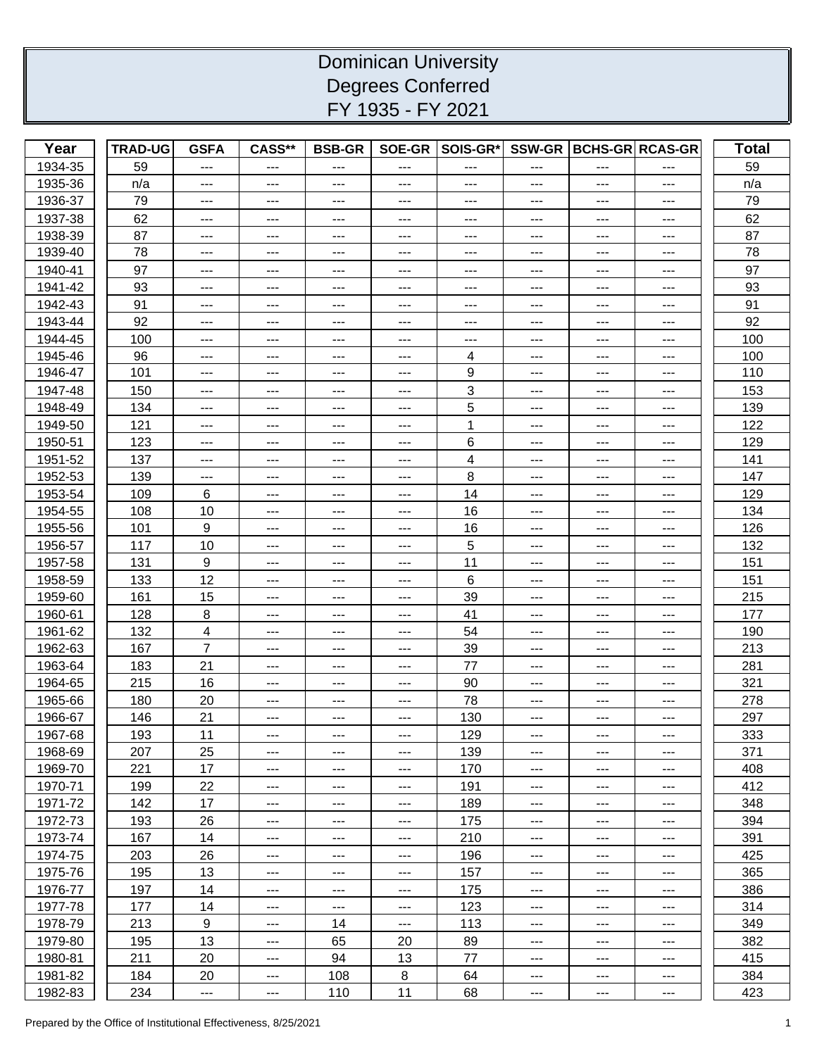# Dominican University
## Degrees Conferred
## FY 1935 - FY 2021

| Year | TRAD-UG | GSFA | CASS** | BSB-GR | SOE-GR | SOIS-GR* | SSW-GR | BCHS-GR | RCAS-GR | Total |
|---|---|---|---|---|---|---|---|---|---|---|
| 1934-35 | 59 | --- | --- | --- | --- | --- | --- | --- | --- | 59 |
| 1935-36 | n/a | --- | --- | --- | --- | --- | --- | --- | --- | n/a |
| 1936-37 | 79 | --- | --- | --- | --- | --- | --- | --- | --- | 79 |
| 1937-38 | 62 | --- | --- | --- | --- | --- | --- | --- | --- | 62 |
| 1938-39 | 87 | --- | --- | --- | --- | --- | --- | --- | --- | 87 |
| 1939-40 | 78 | --- | --- | --- | --- | --- | --- | --- | --- | 78 |
| 1940-41 | 97 | --- | --- | --- | --- | --- | --- | --- | --- | 97 |
| 1941-42 | 93 | --- | --- | --- | --- | --- | --- | --- | --- | 93 |
| 1942-43 | 91 | --- | --- | --- | --- | --- | --- | --- | --- | 91 |
| 1943-44 | 92 | --- | --- | --- | --- | --- | --- | --- | --- | 92 |
| 1944-45 | 100 | --- | --- | --- | --- | --- | --- | --- | --- | 100 |
| 1945-46 | 96 | --- | --- | --- | --- | 4 | --- | --- | --- | 100 |
| 1946-47 | 101 | --- | --- | --- | --- | 9 | --- | --- | --- | 110 |
| 1947-48 | 150 | --- | --- | --- | --- | 3 | --- | --- | --- | 153 |
| 1948-49 | 134 | --- | --- | --- | --- | 5 | --- | --- | --- | 139 |
| 1949-50 | 121 | --- | --- | --- | --- | 1 | --- | --- | --- | 122 |
| 1950-51 | 123 | --- | --- | --- | --- | 6 | --- | --- | --- | 129 |
| 1951-52 | 137 | --- | --- | --- | --- | 4 | --- | --- | --- | 141 |
| 1952-53 | 139 | --- | --- | --- | --- | 8 | --- | --- | --- | 147 |
| 1953-54 | 109 | 6 | --- | --- | --- | 14 | --- | --- | --- | 129 |
| 1954-55 | 108 | 10 | --- | --- | --- | 16 | --- | --- | --- | 134 |
| 1955-56 | 101 | 9 | --- | --- | --- | 16 | --- | --- | --- | 126 |
| 1956-57 | 117 | 10 | --- | --- | --- | 5 | --- | --- | --- | 132 |
| 1957-58 | 131 | 9 | --- | --- | --- | 11 | --- | --- | --- | 151 |
| 1958-59 | 133 | 12 | --- | --- | --- | 6 | --- | --- | --- | 151 |
| 1959-60 | 161 | 15 | --- | --- | --- | 39 | --- | --- | --- | 215 |
| 1960-61 | 128 | 8 | --- | --- | --- | 41 | --- | --- | --- | 177 |
| 1961-62 | 132 | 4 | --- | --- | --- | 54 | --- | --- | --- | 190 |
| 1962-63 | 167 | 7 | --- | --- | --- | 39 | --- | --- | --- | 213 |
| 1963-64 | 183 | 21 | --- | --- | --- | 77 | --- | --- | --- | 281 |
| 1964-65 | 215 | 16 | --- | --- | --- | 90 | --- | --- | --- | 321 |
| 1965-66 | 180 | 20 | --- | --- | --- | 78 | --- | --- | --- | 278 |
| 1966-67 | 146 | 21 | --- | --- | --- | 130 | --- | --- | --- | 297 |
| 1967-68 | 193 | 11 | --- | --- | --- | 129 | --- | --- | --- | 333 |
| 1968-69 | 207 | 25 | --- | --- | --- | 139 | --- | --- | --- | 371 |
| 1969-70 | 221 | 17 | --- | --- | --- | 170 | --- | --- | --- | 408 |
| 1970-71 | 199 | 22 | --- | --- | --- | 191 | --- | --- | --- | 412 |
| 1971-72 | 142 | 17 | --- | --- | --- | 189 | --- | --- | --- | 348 |
| 1972-73 | 193 | 26 | --- | --- | --- | 175 | --- | --- | --- | 394 |
| 1973-74 | 167 | 14 | --- | --- | --- | 210 | --- | --- | --- | 391 |
| 1974-75 | 203 | 26 | --- | --- | --- | 196 | --- | --- | --- | 425 |
| 1975-76 | 195 | 13 | --- | --- | --- | 157 | --- | --- | --- | 365 |
| 1976-77 | 197 | 14 | --- | --- | --- | 175 | --- | --- | --- | 386 |
| 1977-78 | 177 | 14 | --- | --- | --- | 123 | --- | --- | --- | 314 |
| 1978-79 | 213 | 9 | --- | 14 | --- | 113 | --- | --- | --- | 349 |
| 1979-80 | 195 | 13 | --- | 65 | 20 | 89 | --- | --- | --- | 382 |
| 1980-81 | 211 | 20 | --- | 94 | 13 | 77 | --- | --- | --- | 415 |
| 1981-82 | 184 | 20 | --- | 108 | 8 | 64 | --- | --- | --- | 384 |
| 1982-83 | 234 | --- | --- | 110 | 11 | 68 | --- | --- | --- | 423 |

Prepared by the Office of Institutional Effectiveness, 8/25/2021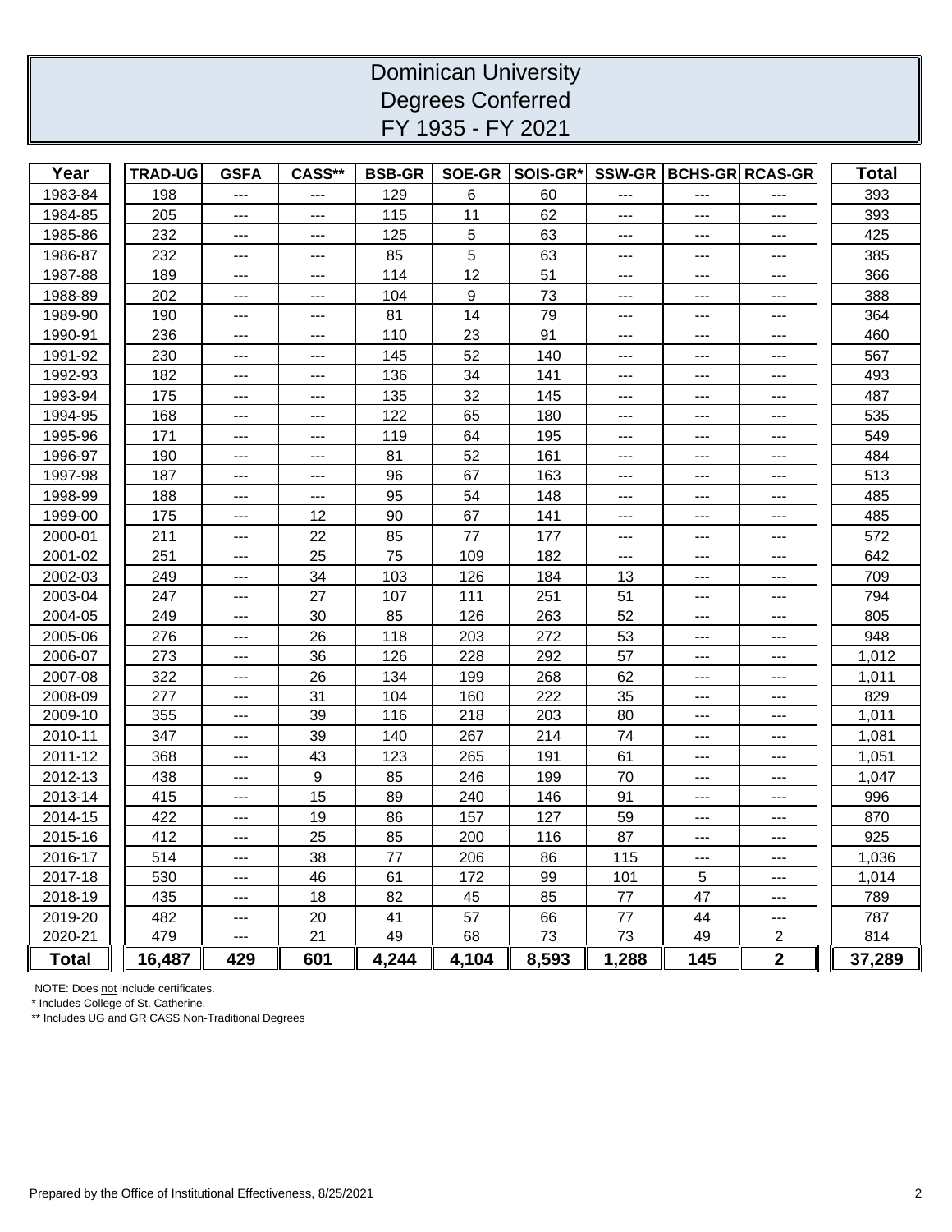# Dominican University
## Degrees Conferred
## FY 1935 - FY 2021

| Year | TRAD-UG | GSFA | CASS** | BSB-GR | SOE-GR | SOIS-GR* | SSW-GR | BCHS-GR | RCAS-GR | Total |
|---|---|---|---|---|---|---|---|---|---|---|
| 1983-84 | 198 | --- | --- | 129 | 6 | 60 | --- | --- | --- | 393 |
| 1984-85 | 205 | --- | --- | 115 | 11 | 62 | --- | --- | --- | 393 |
| 1985-86 | 232 | --- | --- | 125 | 5 | 63 | --- | --- | --- | 425 |
| 1986-87 | 232 | --- | --- | 85 | 5 | 63 | --- | --- | --- | 385 |
| 1987-88 | 189 | --- | --- | 114 | 12 | 51 | --- | --- | --- | 366 |
| 1988-89 | 202 | --- | --- | 104 | 9 | 73 | --- | --- | --- | 388 |
| 1989-90 | 190 | --- | --- | 81 | 14 | 79 | --- | --- | --- | 364 |
| 1990-91 | 236 | --- | --- | 110 | 23 | 91 | --- | --- | --- | 460 |
| 1991-92 | 230 | --- | --- | 145 | 52 | 140 | --- | --- | --- | 567 |
| 1992-93 | 182 | --- | --- | 136 | 34 | 141 | --- | --- | --- | 493 |
| 1993-94 | 175 | --- | --- | 135 | 32 | 145 | --- | --- | --- | 487 |
| 1994-95 | 168 | --- | --- | 122 | 65 | 180 | --- | --- | --- | 535 |
| 1995-96 | 171 | --- | --- | 119 | 64 | 195 | --- | --- | --- | 549 |
| 1996-97 | 190 | --- | --- | 81 | 52 | 161 | --- | --- | --- | 484 |
| 1997-98 | 187 | --- | --- | 96 | 67 | 163 | --- | --- | --- | 513 |
| 1998-99 | 188 | --- | --- | 95 | 54 | 148 | --- | --- | --- | 485 |
| 1999-00 | 175 | --- | 12 | 90 | 67 | 141 | --- | --- | --- | 485 |
| 2000-01 | 211 | --- | 22 | 85 | 77 | 177 | --- | --- | --- | 572 |
| 2001-02 | 251 | --- | 25 | 75 | 109 | 182 | --- | --- | --- | 642 |
| 2002-03 | 249 | --- | 34 | 103 | 126 | 184 | 13 | --- | --- | 709 |
| 2003-04 | 247 | --- | 27 | 107 | 111 | 251 | 51 | --- | --- | 794 |
| 2004-05 | 249 | --- | 30 | 85 | 126 | 263 | 52 | --- | --- | 805 |
| 2005-06 | 276 | --- | 26 | 118 | 203 | 272 | 53 | --- | --- | 948 |
| 2006-07 | 273 | --- | 36 | 126 | 228 | 292 | 57 | --- | --- | 1,012 |
| 2007-08 | 322 | --- | 26 | 134 | 199 | 268 | 62 | --- | --- | 1,011 |
| 2008-09 | 277 | --- | 31 | 104 | 160 | 222 | 35 | --- | --- | 829 |
| 2009-10 | 355 | --- | 39 | 116 | 218 | 203 | 80 | --- | --- | 1,011 |
| 2010-11 | 347 | --- | 39 | 140 | 267 | 214 | 74 | --- | --- | 1,081 |
| 2011-12 | 368 | --- | 43 | 123 | 265 | 191 | 61 | --- | --- | 1,051 |
| 2012-13 | 438 | --- | 9 | 85 | 246 | 199 | 70 | --- | --- | 1,047 |
| 2013-14 | 415 | --- | 15 | 89 | 240 | 146 | 91 | --- | --- | 996 |
| 2014-15 | 422 | --- | 19 | 86 | 157 | 127 | 59 | --- | --- | 870 |
| 2015-16 | 412 | --- | 25 | 85 | 200 | 116 | 87 | --- | --- | 925 |
| 2016-17 | 514 | --- | 38 | 77 | 206 | 86 | 115 | --- | --- | 1,036 |
| 2017-18 | 530 | --- | 46 | 61 | 172 | 99 | 101 | 5 | --- | 1,014 |
| 2018-19 | 435 | --- | 18 | 82 | 45 | 85 | 77 | 47 | --- | 789 |
| 2019-20 | 482 | --- | 20 | 41 | 57 | 66 | 77 | 44 | --- | 787 |
| 2020-21 | 479 | --- | 21 | 49 | 68 | 73 | 73 | 49 | 2 | 814 |
| **Total** | **16,487** | **429** | **601** | **4,244** | **4,104** | **8,593** | **1,288** | **145** | **2** | **37,289** |

NOTE: Does not include certificates.

* Includes College of St. Catherine.

** Includes UG and GR CASS Non-Traditional Degrees

Prepared by the Office of Institutional Effectiveness, 8/25/2021